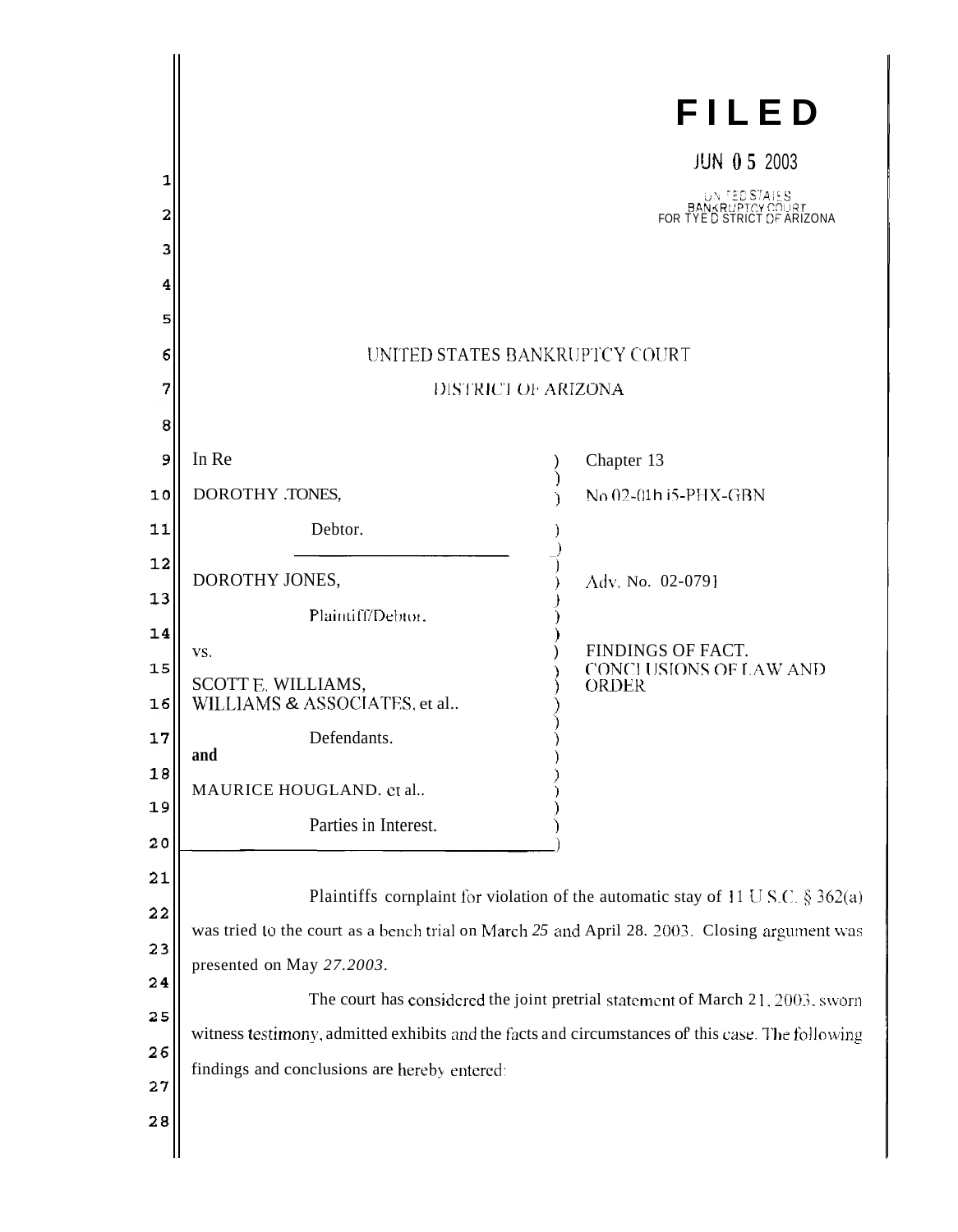**FILED**

JUN 05 2003

UNITED STATES BANKRUPTCY COURT FOR THE DISTRICT OF ARIZONA

UNITED STATES BANKRUPTCY COURT

DISTRICT OF ARIZONA

| | | |
|---|---|---|
| In Re | ) | Chapter 13 |
| DOROTHY JONES, | ) | No 02-01h i5-PHX-GBN |
| Debtor. | ) | |
| DOROTHY JONES, | ) | Adv. No. 02-0791 |
| Plaintiff/Debtor, | ) | |
| vs. | ) | FINDINGS OF FACT, CONCLUSIONS OF LAW AND ORDER |
| SCOTT E. WILLIAMS, WILLIAMS & ASSOCIATES, et al.. | ) | |
| Defendants. | ) | |
| **and** | ) | |
| MAURICE HOUGLAND, et al.. | ) | |
| Parties in Interest. | ) | |

Plaintiffs complaint for violation of the automatic stay of 11 U.S.C. § 362(a) was tried to the court as a bench trial on March 25 and April 28, 2003. Closing argument was presented on May 27, 2003.

The court has considered the joint pretrial statement of March 21, 2003, sworn witness testimony, admitted exhibits and the facts and circumstances of this case. The following findings and conclusions are hereby entered: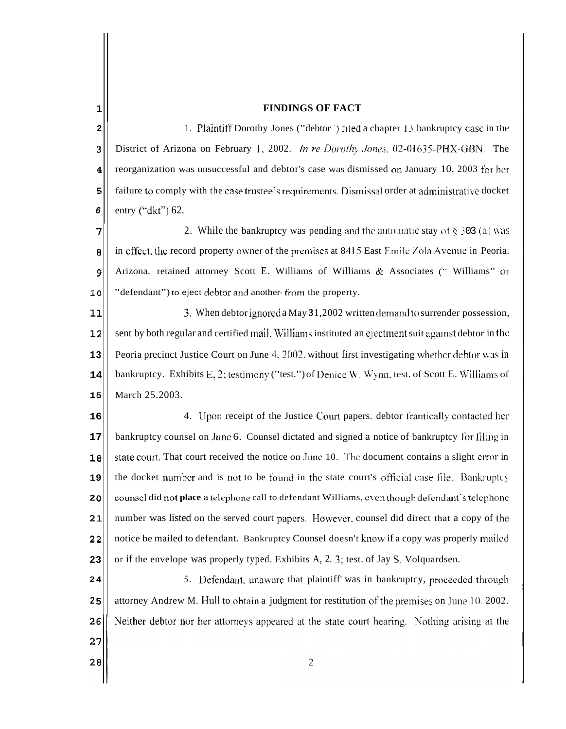## FINDINGS OF FACT

1. Plaintiff Dorothy Jones ("debtor") filed a chapter 13 bankruptcy case in the District of Arizona on February 1, 2002. *In re Dorothy Jones*, 02-01635-PHX-GBN. The reorganization was unsuccessful and debtor's case was dismissed on January 10, 2003 for her failure to comply with the case trustee's requirements. Dismissal order at administrative docket entry ("dkt") 62.

2. While the bankruptcy was pending and the automatic stay of § 303 (a) was in effect, the record property owner of the premises at 8415 East Emile Zola Avenue in Peoria, Arizona, retained attorney Scott E. Williams of Williams & Associates (" Williams" or "defendant") to eject debtor and another from the property.

3. When debtor ignored a May 31, 2002 written demand to surrender possession, sent by both regular and certified mail, Williams instituted an ejectment suit against debtor in the Peoria precinct Justice Court on June 4, 2002, without first investigating whether debtor was in bankruptcy. Exhibits E, 2; testimony ("test.") of Denice W. Wynn, test. of Scott E. Williams of March 25.2003.

4. Upon receipt of the Justice Court papers, debtor frantically contacted her bankruptcy counsel on June 6. Counsel dictated and signed a notice of bankruptcy for filing in state court. That court received the notice on June 10. The document contains a slight error in the docket number and is not to be found in the state court's official case file. Bankruptcy counsel did not place a telephone call to defendant Williams, even though defendant's telephone number was listed on the served court papers. However, counsel did direct that a copy of the notice be mailed to defendant. Bankruptcy Counsel doesn't know if a copy was properly mailed or if the envelope was properly typed. Exhibits A, 2, 3; test. of Jay S. Volquardsen.

5. Defendant, unaware that plaintiff was in bankruptcy, proceeded through attorney Andrew M. Hull to obtain a judgment for restitution of the premises on June 10, 2002. Neither debtor nor her attorneys appeared at the state court hearing. Nothing arising at the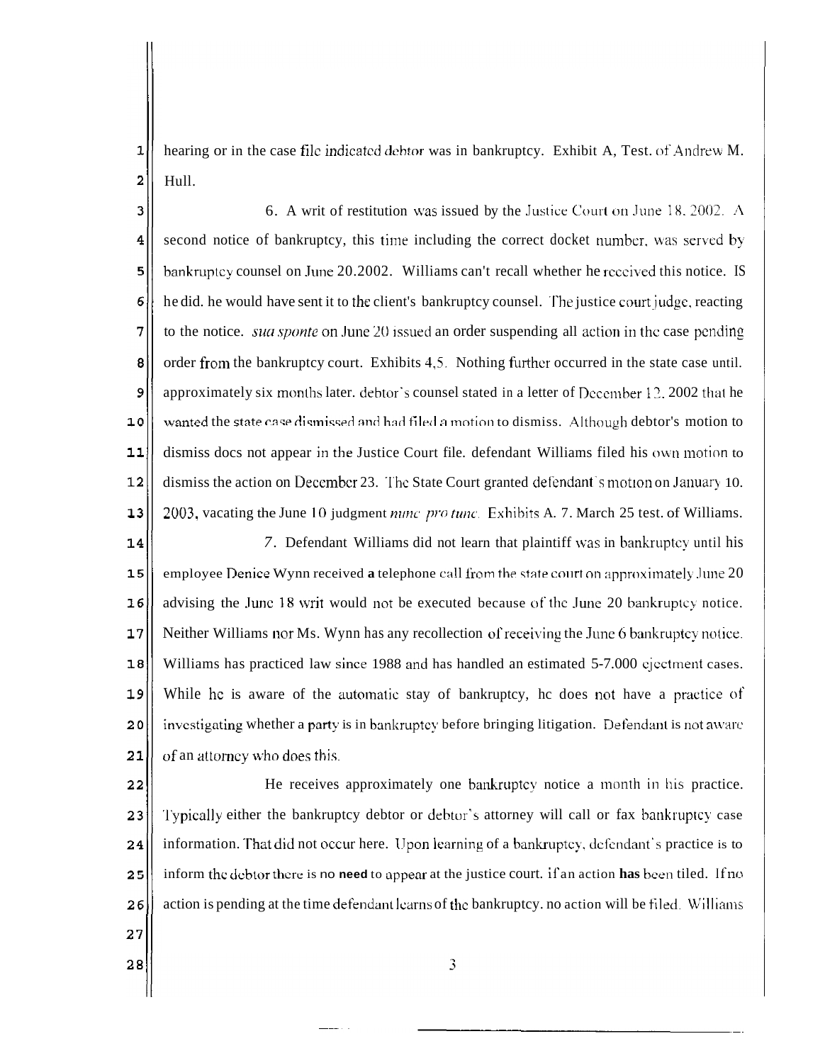hearing or in the case file indicated debtor was in bankruptcy. Exhibit A, Test. of Andrew M. Hull.

6. A writ of restitution was issued by the Justice Court on June 18. 2002. A second notice of bankruptcy, this time including the correct docket number, was served by bankruptcy counsel on June 20.2002. Williams can't recall whether he received this notice. IS he did. he would have sent it to the client's bankruptcy counsel. The justice court judge, reacting to the notice. *sua sponte* on June 20 issued an order suspending all action in the case pending order from the bankruptcy court. Exhibits 4,5. Nothing further occurred in the state case until. approximately six months later. debtor's counsel stated in a letter of December 12, 2002 that he wanted the state case dismissed and had filed a motion to dismiss. Although debtor's motion to dismiss docs not appear in the Justice Court file. defendant Williams filed his own motion to dismiss the action on December 23. The State Court granted defendant's motion on January 10. 2003, vacating the June 10 judgment *nunc pro tunc*. Exhibits A. 7. March 25 test. of Williams.

7. Defendant Williams did not learn that plaintiff was in bankruptcy until his employee Denice Wynn received a telephone call from the state court on approximately June 20 advising the June 18 writ would not be executed because of the June 20 bankruptcy notice. Neither Williams nor Ms. Wynn has any recollection of receiving the June 6 bankruptcy notice. Williams has practiced law since 1988 and has handled an estimated 5-7.000 ejectment cases. While he is aware of the automatic stay of bankruptcy, he does not have a practice of investigating whether a party is in bankruptcy before bringing litigation. Defendant is not aware of an attorney who does this.

He receives approximately one bankruptcy notice a month in his practice. Typically either the bankruptcy debtor or debtor's attorney will call or fax bankruptcy case information. That did not occur here. Upon learning of a bankruptcy, defendant's practice is to inform the debtor there is no need to appear at the justice court. if an action has been filed. If no action is pending at the time defendant learns of the bankruptcy. no action will be filed. Williams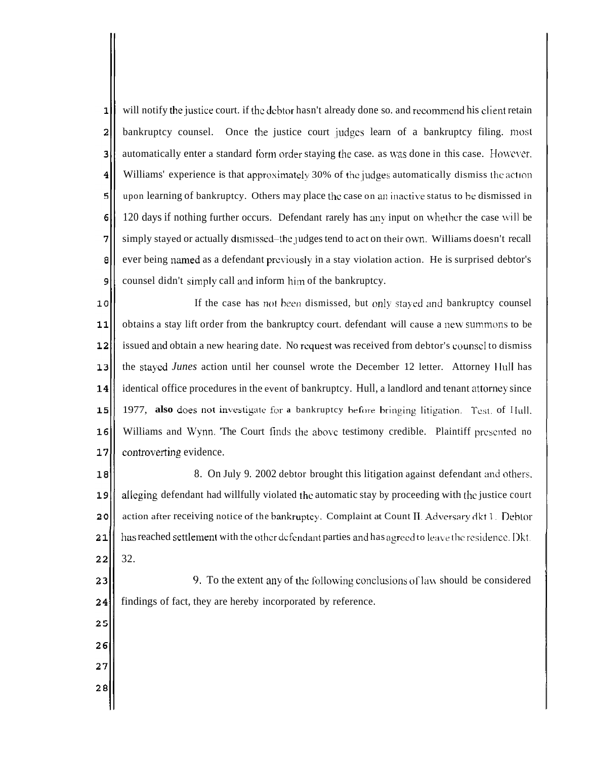will notify the justice court. if the debtor hasn't already done so. and recommend his client retain bankruptcy counsel. Once the justice court judges learn of a bankruptcy filing. most automatically enter a standard form order staying the case. as was done in this case. However. Williams' experience is that approximately 30% of the judges automatically dismiss the action upon learning of bankruptcy. Others may place the case on an inactive status to be dismissed in 120 days if nothing further occurs. Defendant rarely has any input on whether the case will be simply stayed or actually dismissed–the judges tend to act on their own. Williams doesn't recall ever being named as a defendant previously in a stay violation action. He is surprised debtor's counsel didn't simply call and inform him of the bankruptcy.

If the case has not been dismissed, but only stayed and bankruptcy counsel obtains a stay lift order from the bankruptcy court. defendant will cause a new summons to be issued and obtain a new hearing date. No request was received from debtor's counsel to dismiss the stayed *Junes* action until her counsel wrote the December 12 letter. Attorney Hull has identical office procedures in the event of bankruptcy. Hull, a landlord and tenant attorney since 1977, **also** does not investigate for a bankruptcy before bringing litigation. Test. of Hull. Williams and Wynn. The Court finds the above testimony credible. Plaintiff presented no controverting evidence.

8. On July 9. 2002 debtor brought this litigation against defendant and others. alleging defendant had willfully violated the automatic stay by proceeding with the justice court action after receiving notice of the bankruptcy. Complaint at Count II. Adversary dkt 1. Debtor has reached settlement with the other defendant parties and has agreed to leave the residence. Dkt. 32.

9. To the extent any of the following conclusions of law should be considered findings of fact, they are hereby incorporated by reference.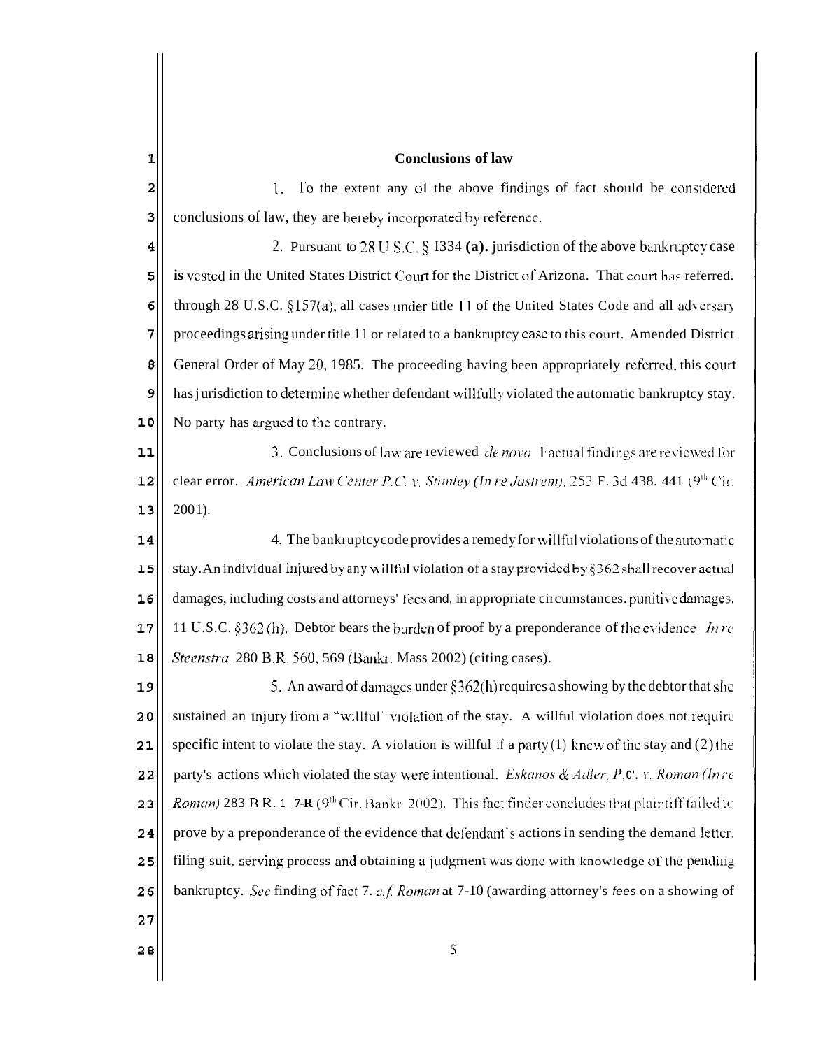## Conclusions of law

1. To the extent any of the above findings of fact should be considered conclusions of law, they are hereby incorporated by reference.

2. Pursuant to 28 U.S.C. § 1334 **(a).** jurisdiction of the above bankruptcy case **is** vested in the United States District Court for the District of Arizona. That court has referred. through 28 U.S.C. §157(a), all cases under title 11 of the United States Code and all adversary proceedings arising under title 11 or related to a bankruptcy case to this court. Amended District General Order of May 20, 1985. The proceeding having been appropriately referred. this court has jurisdiction to determine whether defendant willfully violated the automatic bankruptcy stay. No party has argued to the contrary.

3. Conclusions of law are reviewed *de novo* Factual findings are reviewed for clear error. *American Law Center P.C. v. Stanley (In re Jastrem)*, 253 F. 3d 438. 441 (9th Cir. 2001).

4. The bankruptcy code provides a remedy for willful violations of the automatic stay. An individual injured by any willful violation of a stay provided by §362 shall recover actual damages, including costs and attorneys' fees and, in appropriate circumstances. punitive damages. 11 U.S.C. §362(h). Debtor bears the burden of proof by a preponderance of the evidence. *In re Steenstra*, 280 B.R. 560, 569 (Bankr. Mass 2002) (citing cases).

5. An award of damages under §362(h) requires a showing by the debtor that she sustained an injury from a "willful" violation of the stay. A willful violation does not require specific intent to violate the stay. A violation is willful if a party (1) knew of the stay and (2) the party's actions which violated the stay were intentional. *Eskanos & Adler, P.C. v. Roman (In re Roman)* 283 B.R. 1, **7-8** (9th Cir. Bankr. 2002). This fact finder concludes that plaintiff failed to prove by a preponderance of the evidence that defendant's actions in sending the demand letter. filing suit, serving process and obtaining a judgment was done with knowledge of the pending bankruptcy. *See* finding of fact 7. *c.f. Roman* at 7-10 (awarding attorney's fees on a showing of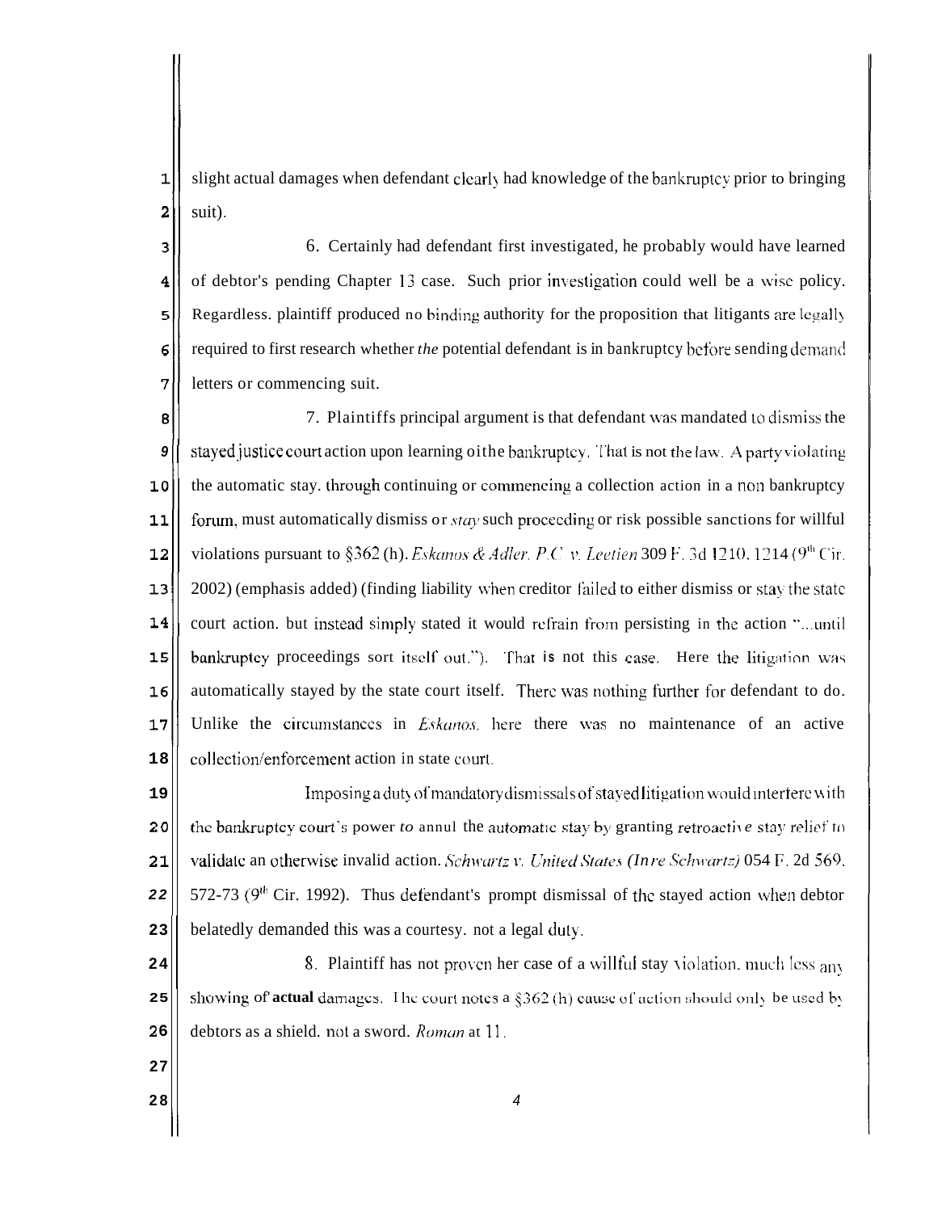slight actual damages when defendant clearly had knowledge of the bankruptcy prior to bringing suit).

6. Certainly had defendant first investigated, he probably would have learned of debtor's pending Chapter 13 case. Such prior investigation could well be a wise policy. Regardless. plaintiff produced no binding authority for the proposition that litigants are legally required to first research whether *the* potential defendant is in bankruptcy before sending demand letters or commencing suit.

7. Plaintiffs principal argument is that defendant was mandated to dismiss the stayed justice court action upon learning oithe bankruptcy. That is not the law. A party violating the automatic stay. through continuing or commencing a collection action in a non bankruptcy forum, must automatically dismiss or *stay* such proceeding or risk possible sanctions for willful violations pursuant to §362 (h). *Eskanos & Adler, P.C. v. Leetien* 309 F. 3d 1210. 1214 (9[th] Cir. 2002) (emphasis added) (finding liability when creditor failed to either dismiss or stay the state court action. but instead simply stated it would refrain from persisting in the action "...until bankruptcy proceedings sort itself out."). That is not this case. Here the litigation was automatically stayed by the state court itself. There was nothing further for defendant to do. Unlike the circumstances in *Eskanos*, here there was no maintenance of an active collection/enforcement action in state court.

Imposing a duty of mandatory dismissals of stayed litigation would interfere with the bankruptcy court's power *to* annul the automatic stay by granting retroactive stay relief to validate an otherwise invalid action. *Schwartz v. United States (In re Schwartz)* 054 F. 2d 569. 572-73 (9[th] Cir. 1992). Thus defendant's prompt dismissal of the stayed action when debtor belatedly demanded this was a courtesy. not a legal duty.

8. Plaintiff has not proven her case of a willful stay violation. much less any showing of **actual** damages. The court notes a §362 (h) cause of action should only be used by debtors as a shield. not a sword. *Roman* at 11.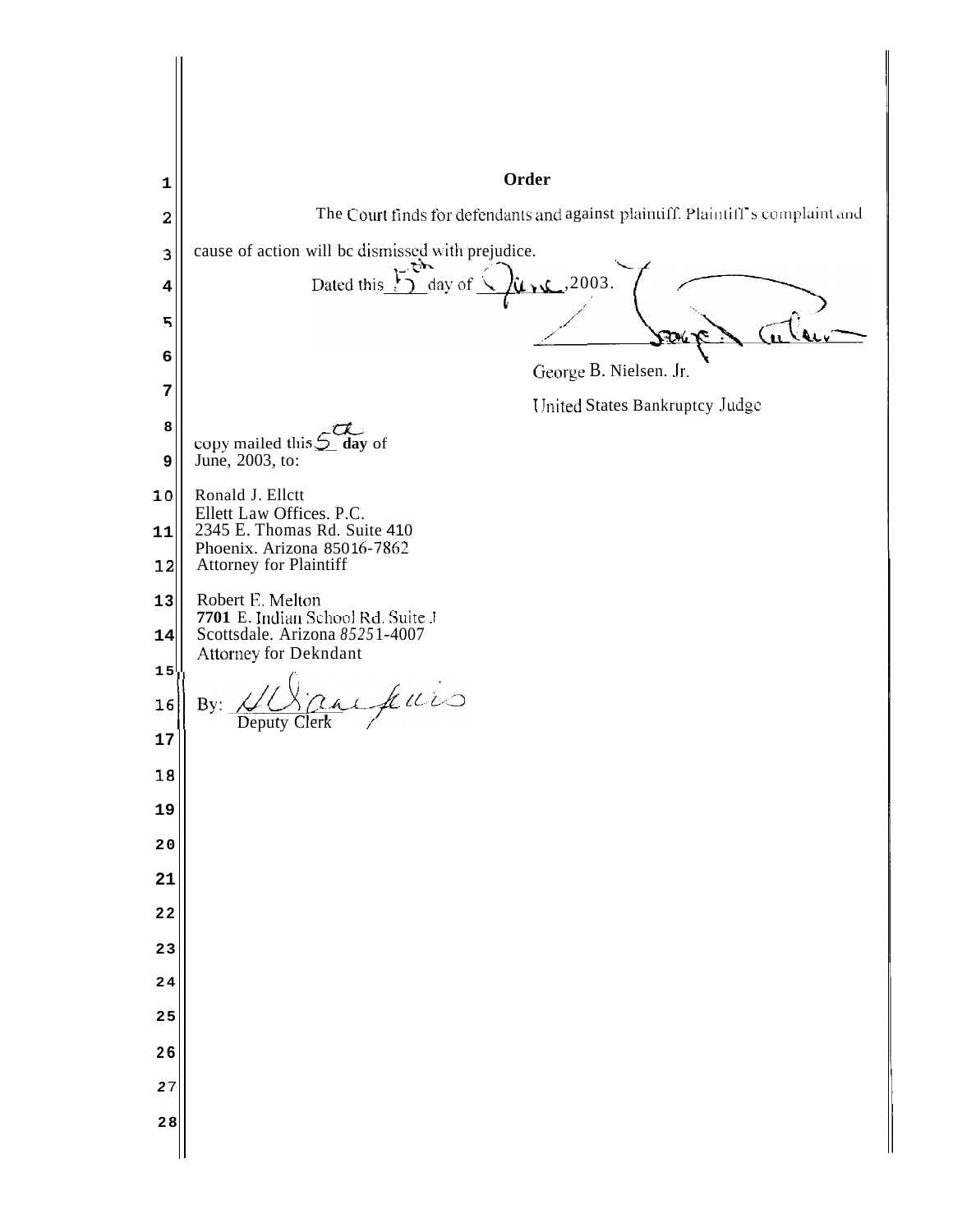## Order

The Court finds for defendants and against plaintiff. Plaintiff's complaint and cause of action will bc dismissed with prejudice.

Dated this 5th day of June, 2003.

George B. Nielsen. Jr.
United States Bankruptcy Judge

copy mailed this 5th day of June, 2003, to:

Ronald J. Ellctt
Ellett Law Offices. P.C.
2345 E. Thomas Rd. Suite 410
Phoenix. Arizona 85016-7862
Attorney for Plaintiff

Robert E. Melton
7701 E. Indian School Rd. Suite J
Scottsdale. Arizona 85251-4007
Attorney for Dekndant

By: ______________
Deputy Clerk